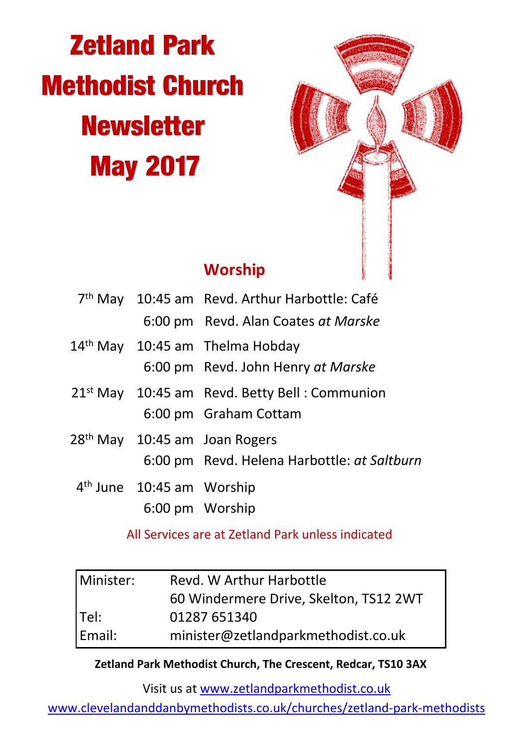# Zetland Park Methodist Church Newsletter May 2017

## Worship

| | | |
|---|---|---|
| 7th May | 10:45 am | Revd. Arthur Harbottle: Café |
| | 6:00 pm | Revd. Alan Coates *at Marske* |
| 14th May | 10:45 am | Thelma Hobday |
| | 6:00 pm | Revd. John Henry *at Marske* |
| 21st May | 10:45 am | Revd. Betty Bell : Communion |
| | 6:00 pm | Graham Cottam |
| 28th May | 10:45 am | Joan Rogers |
| | 6:00 pm | Revd. Helena Harbottle: *at Saltburn* |
| 4th June | 10:45 am | Worship |
| | 6:00 pm | Worship |

All Services are at Zetland Park unless indicated

| | |
|---|---|
| Minister: | Revd. W Arthur Harbottle |
| | 60 Windermere Drive, Skelton, TS12 2WT |
| Tel: | 01287 651340 |
| Email: | minister@zetlandparkmethodist.co.uk |

**Zetland Park Methodist Church, The Crescent, Redcar, TS10 3AX**

Visit us at www.zetlandparkmethodist.co.uk

www.clevelandanddanbymethodists.co.uk/churches/zetland-park-methodists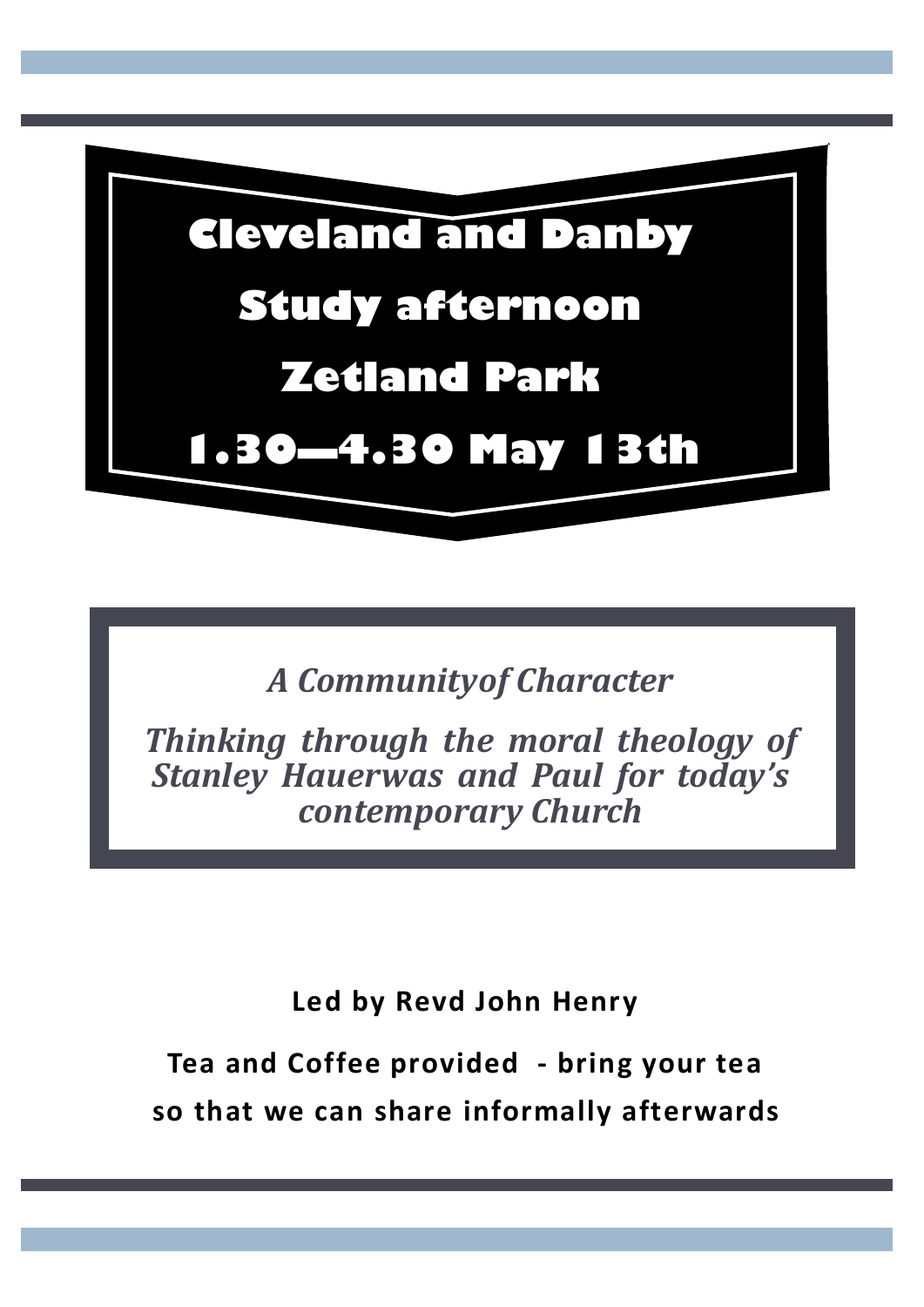# Cleveland and Danby

# Study afternoon

# Zetland Park

# 1.30—4.30 May 13th

*A Communityof Character*

*Thinking through the moral theology of Stanley Hauerwas and Paul for today's contemporary Church*

**Led by Revd John Henry**

**Tea and Coffee provided - bring your tea so that we can share informally afterwards**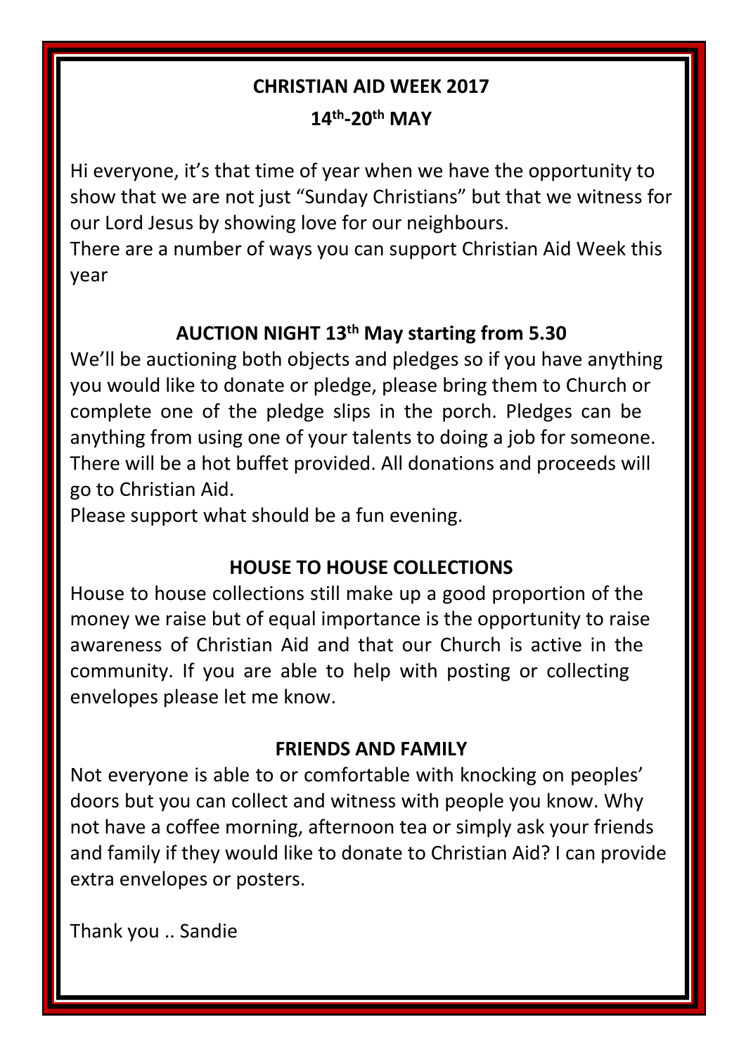# CHRISTIAN AID WEEK 2017

## 14th-20th MAY

Hi everyone, it's that time of year when we have the opportunity to show that we are not just "Sunday Christians" but that we witness for our Lord Jesus by showing love for our neighbours.
There are a number of ways you can support Christian Aid Week this year

## AUCTION NIGHT 13th May starting from 5.30

We'll be auctioning both objects and pledges so if you have anything you would like to donate or pledge, please bring them to Church or complete one of the pledge slips in the porch. Pledges can be anything from using one of your talents to doing a job for someone. There will be a hot buffet provided. All donations and proceeds will go to Christian Aid.
Please support what should be a fun evening.

## HOUSE TO HOUSE COLLECTIONS

House to house collections still make up a good proportion of the money we raise but of equal importance is the opportunity to raise awareness of Christian Aid and that our Church is active in the community. If you are able to help with posting or collecting envelopes please let me know.

## FRIENDS AND FAMILY

Not everyone is able to or comfortable with knocking on peoples' doors but you can collect and witness with people you know. Why not have a coffee morning, afternoon tea or simply ask your friends and family if they would like to donate to Christian Aid? I can provide extra envelopes or posters.

Thank you .. Sandie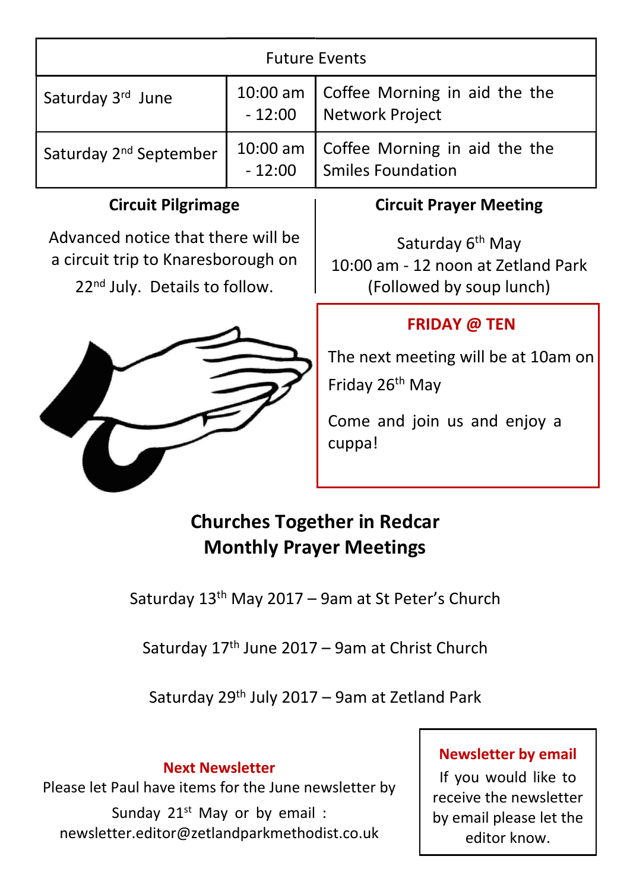| Future Events | | |
|---|---|---|
| Saturday 3rd June | 10:00 am - 12:00 | Coffee Morning in aid the the Network Project |
| Saturday 2nd September | 10:00 am - 12:00 | Coffee Morning in aid the the Smiles Foundation |

**Circuit Pilgrimage**

Advanced notice that there will be a circuit trip to Knaresborough on 22nd July. Details to follow.

**Circuit Prayer Meeting**

Saturday 6th May
10:00 am - 12 noon at Zetland Park
(Followed by soup lunch)

**FRIDAY @ TEN**

The next meeting will be at 10am on Friday 26th May

Come and join us and enjoy a cuppa!

## Churches Together in Redcar
## Monthly Prayer Meetings

Saturday 13th May 2017 – 9am at St Peter's Church

Saturday 17th June 2017 – 9am at Christ Church

Saturday 29th July 2017 – 9am at Zetland Park

**Next Newsletter**

Please let Paul have items for the June newsletter by Sunday 21st May or by email : newsletter.editor@zetlandparkmethodist.co.uk

**Newsletter by email**

If you would like to receive the newsletter by email please let the editor know.